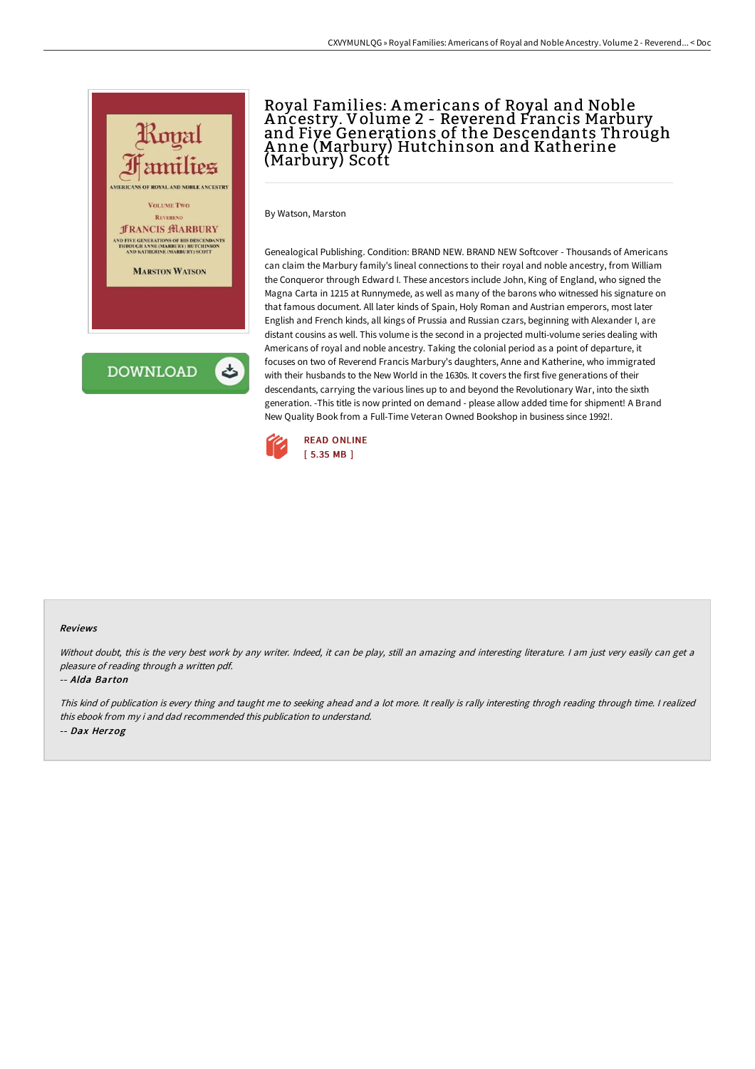# Royal Families: Americans of Royal and Noble Ancestry. Volume 2 - Reverend Francis Marbury and Five Generations of the Descendants Through Anne (Marbury) Hutchinson and Katherine (Marbury) Scott

By Watson, Marston

Genealogical Publishing. Condition: BRAND NEW. BRAND NEW Softcover - Thousands of Americans can claim the Marbury family's lineal connections to their royal and noble ancestry, from William the Conqueror through Edward I. These ancestors include John, King of England, who signed the Magna Carta in 1215 at Runnymede, as well as many of the barons who witnessed his signature on that famous document. All later kinds of Spain, Holy Roman and Austrian emperors, most later English and French kinds, all kings of Prussia and Russian czars, beginning with Alexander I, are distant cousins as well. This volume is the second in a projected multi-volume series dealing with Americans of royal and noble ancestry. Taking the colonial period as a point of departure, it focuses on two of Reverend Francis Marbury's daughters, Anne and Katherine, who immigrated with their husbands to the New World in the 1630s. It covers the first five generations of their descendants, carrying the various lines up to and beyond the Revolutionary War, into the sixth generation. -This title is now printed on demand - please allow added time for shipment! A Brand New Quality Book from a Full-Time Veteran Owned Bookshop in business since 1992!.

READ ONLINE
[ 5.35 MB ]

### Reviews

*Without doubt, this is the very best work by any writer. Indeed, it can be play, still an amazing and interesting literature. I am just very easily can get a pleasure of reading through a written pdf.*

*-- Alda Barton*

*This kind of publication is every thing and taught me to seeking ahead and a lot more. It really is rally interesting throgh reading through time. I realized this ebook from my i and dad recommended this publication to understand.*

*-- Dax Herzog*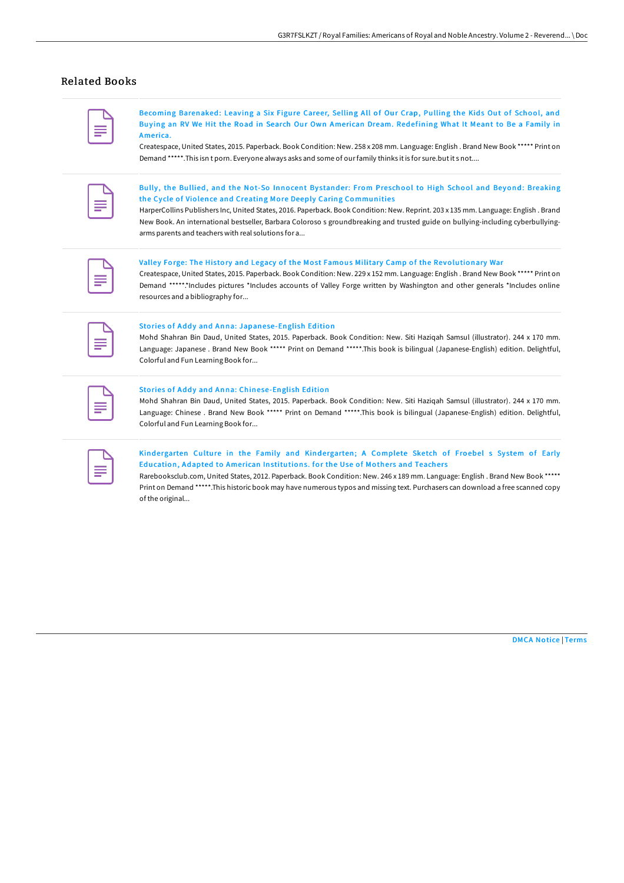## Related Books

**Becoming Barenaked: Leaving a Six Figure Career, Selling All of Our Crap, Pulling the Kids Out of School, and Buying an RV We Hit the Road in Search Our Own American Dream. Redefining What It Meant to Be a Family in America.**

Createspace, United States, 2015. Paperback. Book Condition: New. 258 x 208 mm. Language: English . Brand New Book ***** Print on Demand *****.This isn t porn. Everyone always asks and some of our family thinks it is for sure.but it s not....

**Bully, the Bullied, and the Not-So Innocent Bystander: From Preschool to High School and Beyond: Breaking the Cycle of Violence and Creating More Deeply Caring Communities**

HarperCollins Publishers Inc, United States, 2016. Paperback. Book Condition: New. Reprint. 203 x 135 mm. Language: English . Brand New Book. An international bestseller, Barbara Coloroso s groundbreaking and trusted guide on bullying-including cyberbullying-arms parents and teachers with real solutions for a...

**Valley Forge: The History and Legacy of the Most Famous Military Camp of the Revolutionary War**

Createspace, United States, 2015. Paperback. Book Condition: New. 229 x 152 mm. Language: English . Brand New Book ***** Print on Demand *****.*Includes pictures *Includes accounts of Valley Forge written by Washington and other generals *Includes online resources and a bibliography for...

**Stories of Addy and Anna: Japanese-English Edition**

Mohd Shahran Bin Daud, United States, 2015. Paperback. Book Condition: New. Siti Haziqah Samsul (illustrator). 244 x 170 mm. Language: Japanese . Brand New Book ***** Print on Demand *****.This book is bilingual (Japanese-English) edition. Delightful, Colorful and Fun Learning Book for...

**Stories of Addy and Anna: Chinese-English Edition**

Mohd Shahran Bin Daud, United States, 2015. Paperback. Book Condition: New. Siti Haziqah Samsul (illustrator). 244 x 170 mm. Language: Chinese . Brand New Book ***** Print on Demand *****.This book is bilingual (Japanese-English) edition. Delightful, Colorful and Fun Learning Book for...

**Kindergarten Culture in the Family and Kindergarten; A Complete Sketch of Froebel s System of Early Education, Adapted to American Institutions. for the Use of Mothers and Teachers**

Rarebooksclub.com, United States, 2012. Paperback. Book Condition: New. 246 x 189 mm. Language: English . Brand New Book ***** Print on Demand *****.This historic book may have numerous typos and missing text. Purchasers can download a free scanned copy of the original...